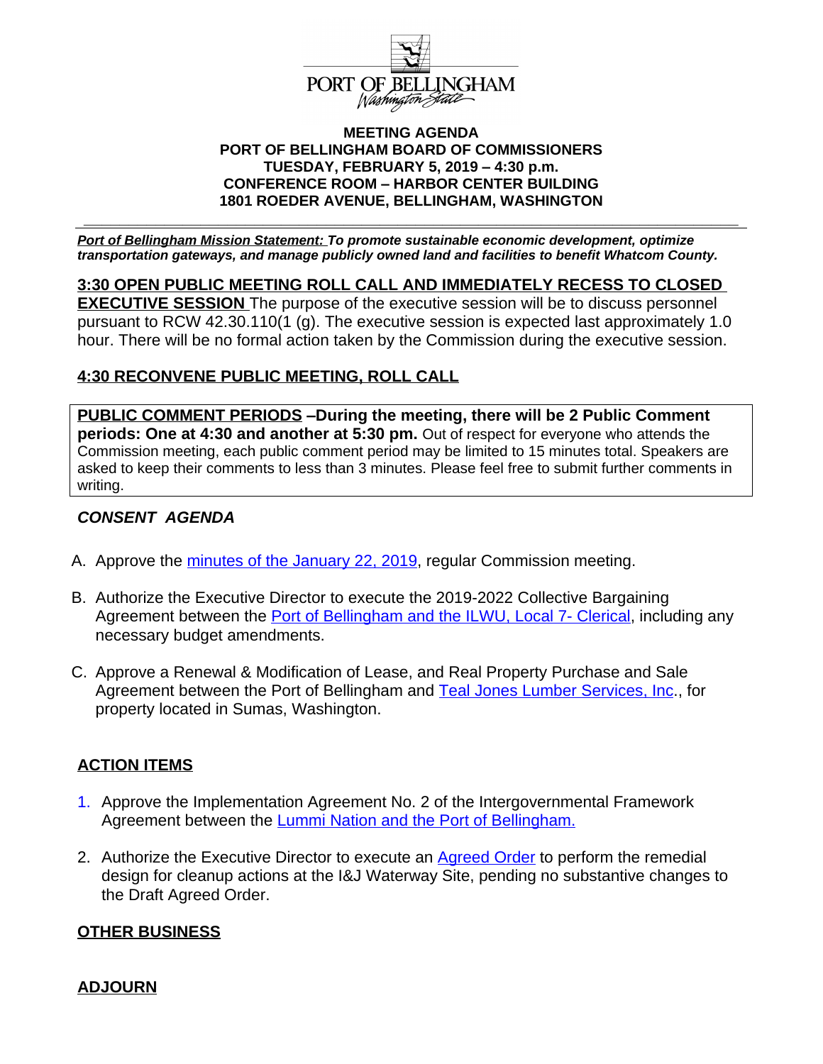PORT OF BELLINGHAM
Washington State

**MEETING AGENDA**
**PORT OF BELLINGHAM BOARD OF COMMISSIONERS**
**TUESDAY, FEBRUARY 5, 2019 – 4:30 p.m.**
**CONFERENCE ROOM – HARBOR CENTER BUILDING**
**1801 ROEDER AVENUE, BELLINGHAM, WASHINGTON**

---

***Port of Bellingham Mission Statement:* To promote sustainable economic development, optimize transportation gateways, and manage publicly owned land and facilities to benefit Whatcom County.**

**3:30 OPEN PUBLIC MEETING ROLL CALL AND IMMEDIATELY RECESS TO CLOSED EXECUTIVE SESSION** The purpose of the executive session will be to discuss personnel pursuant to RCW 42.30.110(1 (g). The executive session is expected last approximately 1.0 hour. There will be no formal action taken by the Commission during the executive session.

**4:30 RECONVENE PUBLIC MEETING, ROLL CALL**

**PUBLIC COMMENT PERIODS –During the meeting, there will be 2 Public Comment periods: One at 4:30 and another at 5:30 pm.** Out of respect for everyone who attends the Commission meeting, each public comment period may be limited to 15 minutes total. Speakers are asked to keep their comments to less than 3 minutes. Please feel free to submit further comments in writing.

***CONSENT AGENDA***

A. Approve the minutes of the January 22, 2019, regular Commission meeting.

B. Authorize the Executive Director to execute the 2019-2022 Collective Bargaining Agreement between the Port of Bellingham and the ILWU, Local 7- Clerical, including any necessary budget amendments.

C. Approve a Renewal & Modification of Lease, and Real Property Purchase and Sale Agreement between the Port of Bellingham and Teal Jones Lumber Services, Inc., for property located in Sumas, Washington.

**ACTION ITEMS**

1. Approve the Implementation Agreement No. 2 of the Intergovernmental Framework Agreement between the Lummi Nation and the Port of Bellingham.

2. Authorize the Executive Director to execute an Agreed Order to perform the remedial design for cleanup actions at the I&J Waterway Site, pending no substantive changes to the Draft Agreed Order.

**OTHER BUSINESS**

**ADJOURN**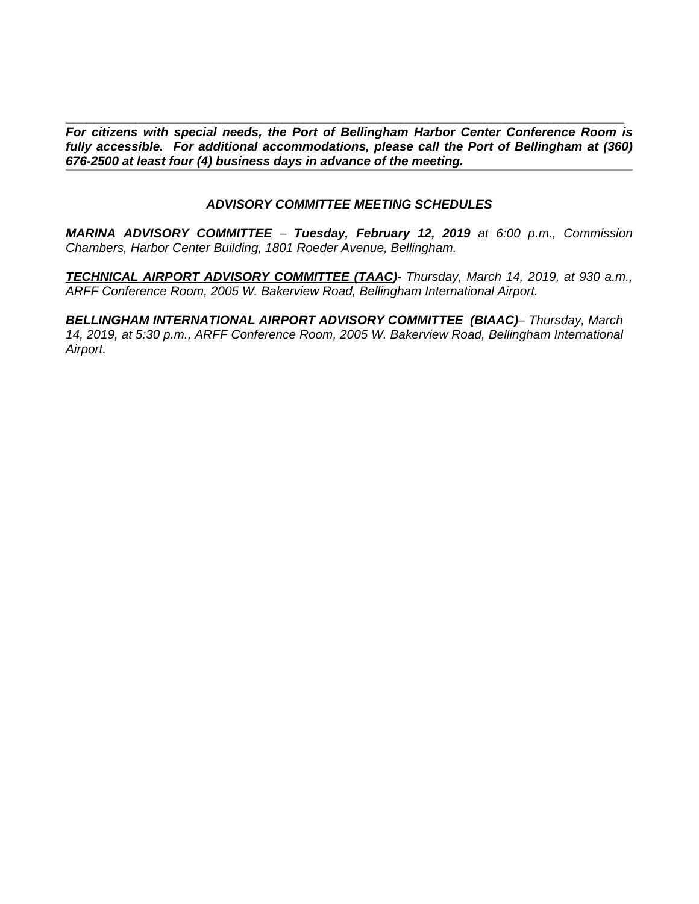***For citizens with special needs, the Port of Bellingham Harbor Center Conference Room is fully accessible. For additional accommodations, please call the Port of Bellingham at (360) 676-2500 at least four (4) business days in advance of the meeting.***

---

### *ADVISORY COMMITTEE MEETING SCHEDULES*

***MARINA ADVISORY COMMITTEE*** *–* ***Tuesday, February 12, 2019*** *at 6:00 p.m., Commission Chambers, Harbor Center Building, 1801 Roeder Avenue, Bellingham.*

***TECHNICAL AIRPORT ADVISORY COMMITTEE (TAAC)-*** *Thursday, March 14, 2019, at 930 a.m., ARFF Conference Room, 2005 W. Bakerview Road, Bellingham International Airport.*

***BELLINGHAM INTERNATIONAL AIRPORT ADVISORY COMMITTEE (BIAAC)****– Thursday, March 14, 2019, at 5:30 p.m., ARFF Conference Room, 2005 W. Bakerview Road, Bellingham International Airport.*